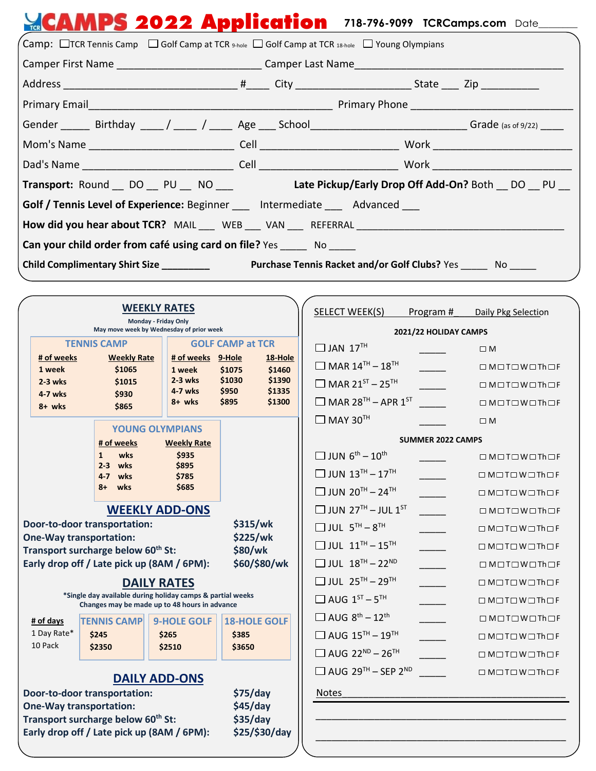# TCR CAMPS 2022 Application

718-796-9099 TCRCamps.com Date______

Camp: ☐ TCR Tennis Camp ☐ Golf Camp at TCR 9-hole ☐ Golf Camp at TCR 18-hole ☐ Young Olympians

Camper First Name ________________________ Camper Last Name ________________________________

Address ______________________________ #____ City ___________________ State ___ Zip __________

Primary Email________________________________________ Primary Phone __________________________

Gender _____ Birthday ____ / ____ / ____ Age ___ School__________________________ Grade (as of 9/22) _____

Mom's Name ________________________ Cell ______________________ Work ______________________

Dad's Name _________________________ Cell ______________________ Work ______________________

**Transport:** Round __ DO __ PU __ NO ___ **Late Pickup/Early Drop Off Add-On?** Both __ DO __ PU __

**Golf / Tennis Level of Experience:** Beginner ___ Intermediate ___ Advanced ___

**How did you hear about TCR?** MAIL ___ WEB ___ VAN ___ REFERRAL ______________________________

**Can your child order from café using card on file?** Yes _____ No _____

**Child Complimentary Shirt Size** _________ **Purchase Tennis Racket and/or Golf Clubs?** Yes _____ No _____

## WEEKLY RATES

Monday - Friday Only
May move week by Wednesday of prior week

**TENNIS CAMP**

| # of weeks | Weekly Rate |
|---|---|
| 1 week | $1065 |
| 2-3 wks | $1015 |
| 4-7 wks | $930 |
| 8+ wks | $865 |

**GOLF CAMP at TCR**

| # of weeks | 9-Hole | 18-Hole |
|---|---|---|
| 1 week | $1075 | $1460 |
| 2-3 wks | $1030 | $1390 |
| 4-7 wks | $950 | $1335 |
| 8+ wks | $895 | $1300 |

**YOUNG OLYMPIANS**

| # of weeks | Weekly Rate |
|---|---|
| 1 wks | $935 |
| 2-3 wks | $895 |
| 4-7 wks | $785 |
| 8+ wks | $685 |

## WEEKLY ADD-ONS

| | |
|---|---|
| **Door-to-door transportation:** | **$315/wk** |
| **One-Way transportation:** | **$225/wk** |
| **Transport surcharge below 60th St:** | **$80/wk** |
| **Early drop off / Late pick up (8AM / 6PM):** | **$60/$80/wk** |

## DAILY RATES

*Single day available during holiday camps & partial weeks
Changes may be made up to 48 hours in advance

| # of days | TENNIS CAMP | 9-HOLE GOLF | 18-HOLE GOLF |
|---|---|---|---|
| 1 Day Rate* | $245 | $265 | $385 |
| 10 Pack | $2350 | $2510 | $3650 |

## DAILY ADD-ONS

| | |
|---|---|
| **Door-to-door transportation:** | **$75/day** |
| **One-Way transportation:** | **$45/day** |
| **Transport surcharge below 60th St:** | **$35/day** |
| **Early drop off / Late pick up (8AM / 6PM):** | **$25/$30/day** |

## SELECT WEEK(S) — Program # — Daily Pkg Selection

**2021/22 HOLIDAY CAMPS**

| Week | Program # | Daily Pkg Selection |
|---|---|---|
| ☐ JAN 17TH | _____ | ☐ M |
| ☐ MAR 14TH – 18TH | _____ | ☐ M ☐ T ☐ W ☐ Th ☐ F |
| ☐ MAR 21ST – 25TH | _____ | ☐ M ☐ T ☐ W ☐ Th ☐ F |
| ☐ MAR 28TH – APR 1ST | _____ | ☐ M ☐ T ☐ W ☐ Th ☐ F |
| ☐ MAY 30TH | _____ | ☐ M |

**SUMMER 2022 CAMPS**

| Week | Program # | Daily Pkg Selection |
|---|---|---|
| ☐ JUN 6th – 10th | _____ | ☐ M ☐ T ☐ W ☐ Th ☐ F |
| ☐ JUN 13TH – 17TH | _____ | ☐ M ☐ T ☐ W ☐ Th ☐ F |
| ☐ JUN 20TH – 24TH | _____ | ☐ M ☐ T ☐ W ☐ Th ☐ F |
| ☐ JUN 27TH – JUL 1ST | _____ | ☐ M ☐ T ☐ W ☐ Th ☐ F |
| ☐ JUL 5TH – 8TH | _____ | ☐ M ☐ T ☐ W ☐ Th ☐ F |
| ☐ JUL 11TH – 15TH | _____ | ☐ M ☐ T ☐ W ☐ Th ☐ F |
| ☐ JUL 18TH – 22ND | _____ | ☐ M ☐ T ☐ W ☐ Th ☐ F |
| ☐ JUL 25TH – 29TH | _____ | ☐ M ☐ T ☐ W ☐ Th ☐ F |
| ☐ AUG 1ST – 5TH | _____ | ☐ M ☐ T ☐ W ☐ Th ☐ F |
| ☐ AUG 8th – 12th | _____ | ☐ M ☐ T ☐ W ☐ Th ☐ F |
| ☐ AUG 15TH – 19TH | _____ | ☐ M ☐ T ☐ W ☐ Th ☐ F |
| ☐ AUG 22ND – 26TH | _____ | ☐ M ☐ T ☐ W ☐ Th ☐ F |
| ☐ AUG 29TH – SEP 2ND | _____ | ☐ M ☐ T ☐ W ☐ Th ☐ F |

Notes__________________________________________

_______________________________________________

_______________________________________________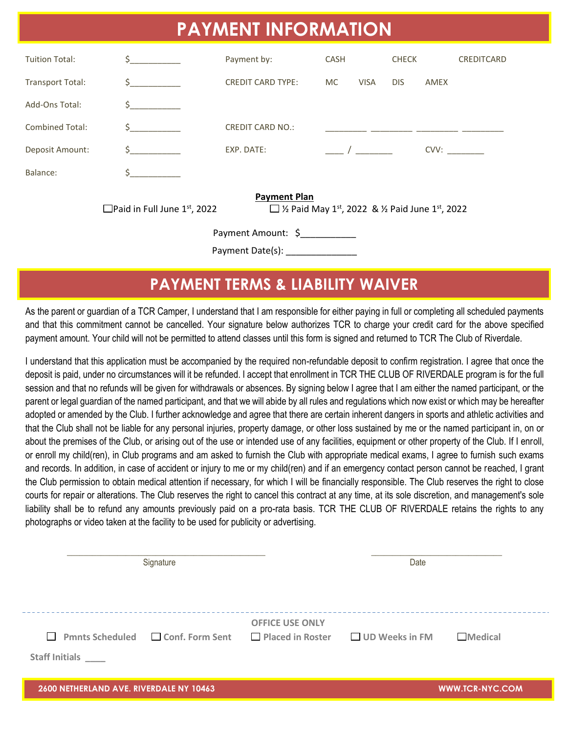# PAYMENT INFORMATION

| | | | | | | |
|---|---|---|---|---|---|---|
| Tuition Total: | $__________ | Payment by: | CASH | CHECK | CREDITCARD | |
| Transport Total: | $__________ | CREDIT CARD TYPE: | MC | VISA | DIS | AMEX |
| Add-Ons Total: | $__________ | | | | | |
| Combined Total: | $__________ | CREDIT CARD NO.: | ________ ________ ________ ________ | | | |
| Deposit Amount: | $__________ | EXP. DATE: | ____ / _______ | | CVV: _______ | |
| Balance: | $__________ | | | | | |

**Payment Plan**

☐ Paid in Full June 1st, 2022 ☐ ½ Paid May 1st, 2022 & ½ Paid June 1st, 2022

Payment Amount: $__________

Payment Date(s): ______________

# PAYMENT TERMS & LIABILITY WAIVER

As the parent or guardian of a TCR Camper, I understand that I am responsible for either paying in full or completing all scheduled payments and that this commitment cannot be cancelled. Your signature below authorizes TCR to charge your credit card for the above specified payment amount. Your child will not be permitted to attend classes until this form is signed and returned to TCR The Club of Riverdale.

I understand that this application must be accompanied by the required non-refundable deposit to confirm registration. I agree that once the deposit is paid, under no circumstances will it be refunded. I accept that enrollment in TCR THE CLUB OF RIVERDALE program is for the full session and that no refunds will be given for withdrawals or absences. By signing below I agree that I am either the named participant, or the parent or legal guardian of the named participant, and that we will abide by all rules and regulations which now exist or which may be hereafter adopted or amended by the Club. I further acknowledge and agree that there are certain inherent dangers in sports and athletic activities and that the Club shall not be liable for any personal injuries, property damage, or other loss sustained by me or the named participant in, on or about the premises of the Club, or arising out of the use or intended use of any facilities, equipment or other property of the Club. If I enroll, or enroll my child(ren), in Club programs and am asked to furnish the Club with appropriate medical exams, I agree to furnish such exams and records. In addition, in case of accident or injury to me or my child(ren) and if an emergency contact person cannot be reached, I grant the Club permission to obtain medical attention if necessary, for which I will be financially responsible. The Club reserves the right to close courts for repair or alterations. The Club reserves the right to cancel this contract at any time, at its sole discretion, and management's sole liability shall be to refund any amounts previously paid on a pro-rata basis. TCR THE CLUB OF RIVERDALE retains the rights to any photographs or video taken at the facility to be used for publicity or advertising.

________________________________________ Signature

__________________________ Date

---

**OFFICE USE ONLY**

☐ **Pmnts Scheduled** ☐ **Conf. Form Sent** ☐ **Placed in Roster** ☐ **UD Weeks in FM** ☐ **Medical**

**Staff Initials ____**

**2600 NETHERLAND AVE. RIVERDALE NY 10463** **WWW.TCR-NYC.COM**